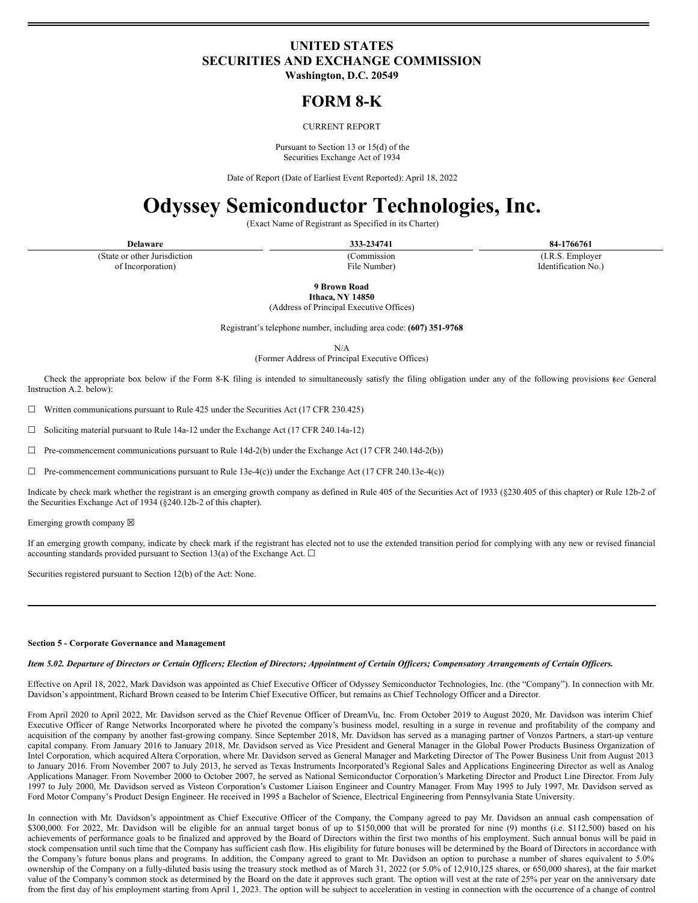# UNITED STATES
# SECURITIES AND EXCHANGE COMMISSION
**Washington, D.C. 20549**

# FORM 8-K

CURRENT REPORT

Pursuant to Section 13 or 15(d) of the
Securities Exchange Act of 1934

Date of Report (Date of Earliest Event Reported): April 18, 2022

# Odyssey Semiconductor Technologies, Inc.

(Exact Name of Registrant as Specified in its Charter)

| Delaware | 333-234741 | 84-1766761 |
|---|---|---|
| (State or other Jurisdiction of Incorporation) | (Commission File Number) | (I.R.S. Employer Identification No.) |

**9 Brown Road**
**Ithaca, NY 14850**
(Address of Principal Executive Offices)

Registrant's telephone number, including area code: **(607) 351-9768**

N/A
(Former Address of Principal Executive Offices)

Check the appropriate box below if the Form 8-K filing is intended to simultaneously satisfy the filing obligation under any of the following provisions (*see* General Instruction A.2. below):

☐ Written communications pursuant to Rule 425 under the Securities Act (17 CFR 230.425)

☐ Soliciting material pursuant to Rule 14a-12 under the Exchange Act (17 CFR 240.14a-12)

☐ Pre-commencement communications pursuant to Rule 14d-2(b) under the Exchange Act (17 CFR 240.14d-2(b))

☐ Pre-commencement communications pursuant to Rule 13e-4(c)) under the Exchange Act (17 CFR 240.13e-4(c))

Indicate by check mark whether the registrant is an emerging growth company as defined in Rule 405 of the Securities Act of 1933 (§230.405 of this chapter) or Rule 12b-2 of the Securities Exchange Act of 1934 (§240.12b-2 of this chapter).

Emerging growth company ☒

If an emerging growth company, indicate by check mark if the registrant has elected not to use the extended transition period for complying with any new or revised financial accounting standards provided pursuant to Section 13(a) of the Exchange Act. ☐

Securities registered pursuant to Section 12(b) of the Act: None.

---

**Section 5 - Corporate Governance and Management**

***Item 5.02. Departure of Directors or Certain Officers; Election of Directors; Appointment of Certain Officers; Compensatory Arrangements of Certain Officers.***

Effective on April 18, 2022, Mark Davidson was appointed as Chief Executive Officer of Odyssey Semiconductor Technologies, Inc. (the "Company"). In connection with Mr. Davidson's appointment, Richard Brown ceased to be Interim Chief Executive Officer, but remains as Chief Technology Officer and a Director.

From April 2020 to April 2022, Mr. Davidson served as the Chief Revenue Officer of DreamVu, Inc. From October 2019 to August 2020, Mr. Davidson was interim Chief Executive Officer of Range Networks Incorporated where he pivoted the company's business model, resulting in a surge in revenue and profitability of the company and acquisition of the company by another fast-growing company. Since September 2018, Mr. Davidson has served as a managing partner of Vonzos Partners, a start-up venture capital company. From January 2016 to January 2018, Mr. Davidson served as Vice President and General Manager in the Global Power Products Business Organization of Intel Corporation, which acquired Altera Corporation, where Mr. Davidson served as General Manager and Marketing Director of The Power Business Unit from August 2013 to January 2016. From November 2007 to July 2013, he served as Texas Instruments Incorporated's Regional Sales and Applications Engineering Director as well as Analog Applications Manager. From November 2000 to October 2007, he served as National Semiconductor Corporation's Marketing Director and Product Line Director. From July 1997 to July 2000, Mr. Davidson served as Visteon Corporation's Customer Liaison Engineer and Country Manager. From May 1995 to July 1997, Mr. Davidson served as Ford Motor Company's Product Design Engineer. He received in 1995 a Bachelor of Science, Electrical Engineering from Pennsylvania State University.

In connection with Mr. Davidson's appointment as Chief Executive Officer of the Company, the Company agreed to pay Mr. Davidson an annual cash compensation of $300,000. For 2022, Mr. Davidson will be eligible for an annual target bonus of up to $150,000 that will be prorated for nine (9) months (i.e. $112,500) based on his achievements of performance goals to be finalized and approved by the Board of Directors within the first two months of his employment. Such annual bonus will be paid in stock compensation until such time that the Company has sufficient cash flow. His eligibility for future bonuses will be determined by the Board of Directors in accordance with the Company's future bonus plans and programs. In addition, the Company agreed to grant to Mr. Davidson an option to purchase a number of shares equivalent to 5.0% ownership of the Company on a fully-diluted basis using the treasury stock method as of March 31, 2022 (or 5.0% of 12,910,125 shares, or 650,000 shares), at the fair market value of the Company's common stock as determined by the Board on the date it approves such grant. The option will vest at the rate of 25% per year on the anniversary date from the first day of his employment starting from April 1, 2023. The option will be subject to acceleration in vesting in connection with the occurrence of a change of control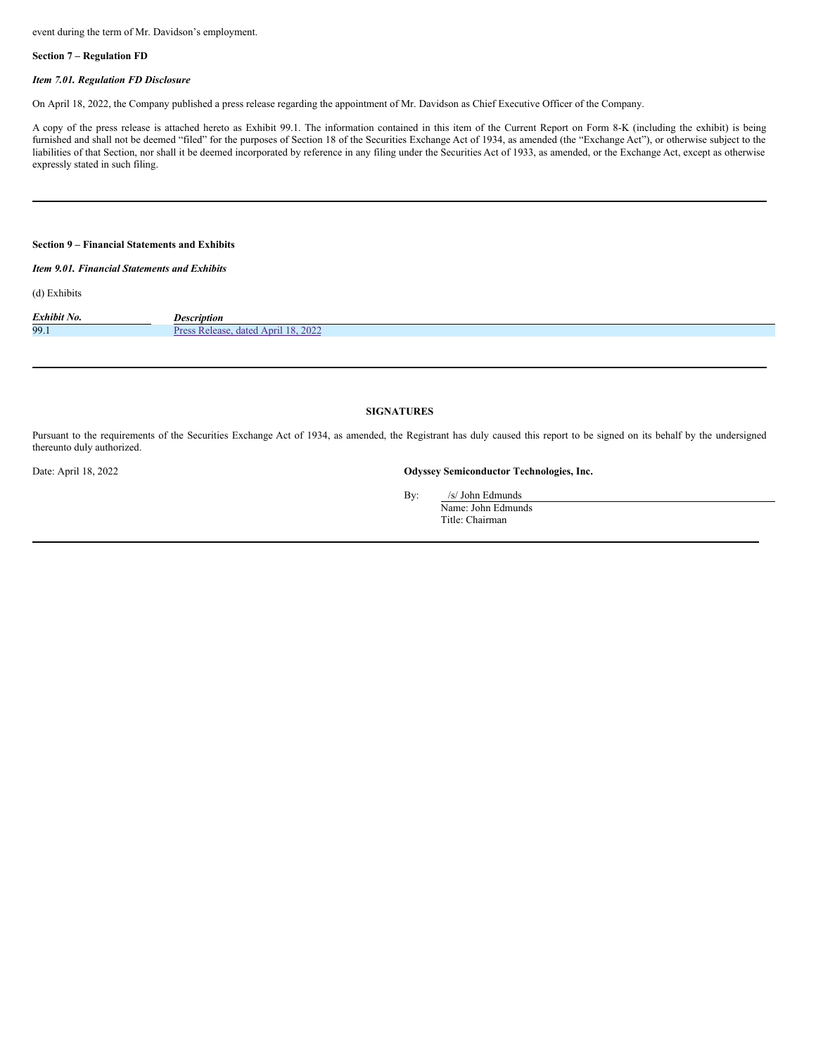event during the term of Mr. Davidson's employment.

**Section 7 – Regulation FD**

***Item 7.01. Regulation FD Disclosure***

On April 18, 2022, the Company published a press release regarding the appointment of Mr. Davidson as Chief Executive Officer of the Company.

A copy of the press release is attached hereto as Exhibit 99.1. The information contained in this item of the Current Report on Form 8-K (including the exhibit) is being furnished and shall not be deemed "filed" for the purposes of Section 18 of the Securities Exchange Act of 1934, as amended (the "Exchange Act"), or otherwise subject to the liabilities of that Section, nor shall it be deemed incorporated by reference in any filing under the Securities Act of 1933, as amended, or the Exchange Act, except as otherwise expressly stated in such filing.

---

**Section 9 – Financial Statements and Exhibits**

***Item 9.01. Financial Statements and Exhibits***

(d) Exhibits

| *Exhibit No.* | *Description* |
|---|---|
| 99.1 | Press Release, dated April 18, 2022 |

---

**SIGNATURES**

Pursuant to the requirements of the Securities Exchange Act of 1934, as amended, the Registrant has duly caused this report to be signed on its behalf by the undersigned thereunto duly authorized.

Date: April 18, 2022

**Odyssey Semiconductor Technologies, Inc.**

By: /s/ John Edmunds
Name: John Edmunds
Title: Chairman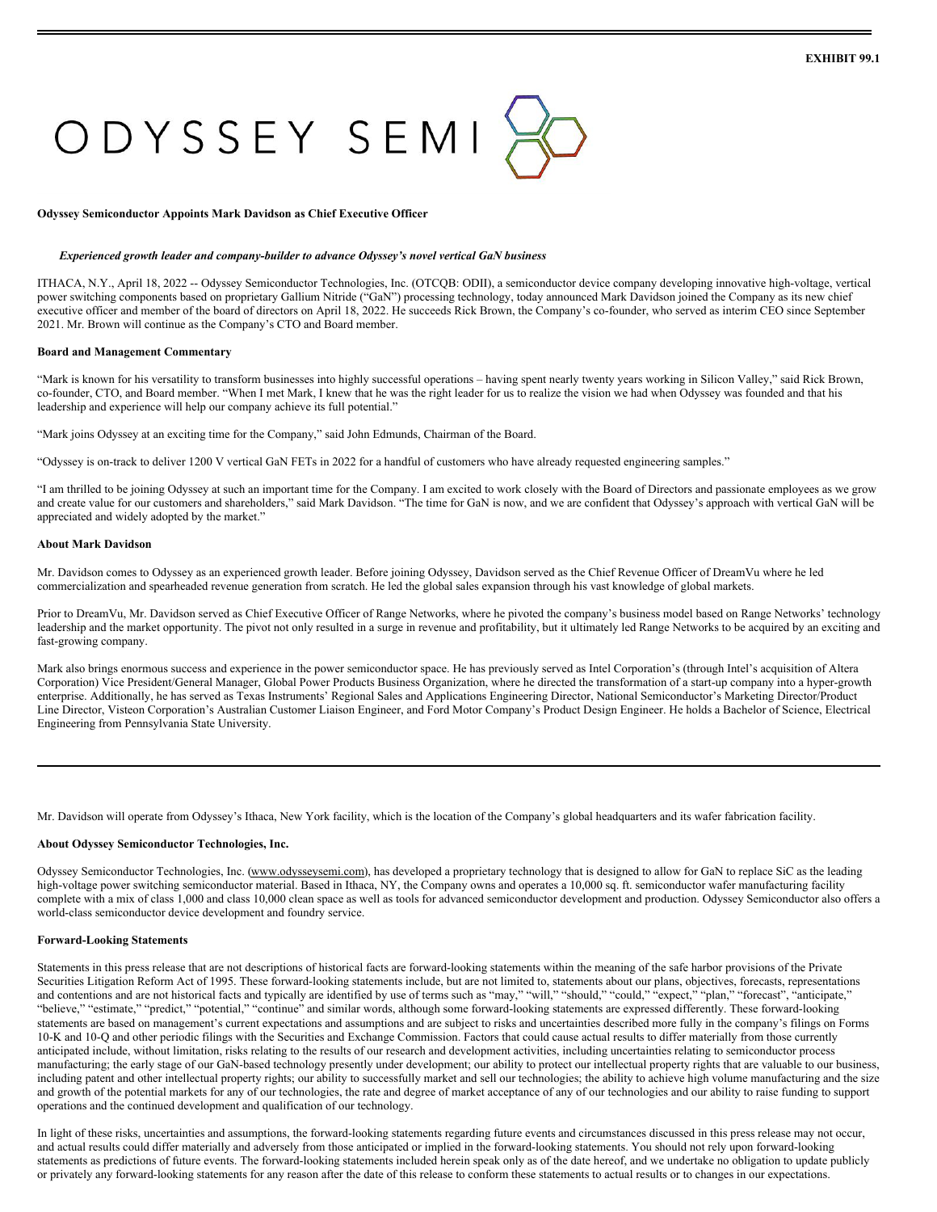**EXHIBIT 99.1**

ODYSSEY SEMI

**Odyssey Semiconductor Appoints Mark Davidson as Chief Executive Officer**

***Experienced growth leader and company-builder to advance Odyssey's novel vertical GaN business***

ITHACA, N.Y., April 18, 2022 -- Odyssey Semiconductor Technologies, Inc. (OTCQB: ODII), a semiconductor device company developing innovative high-voltage, vertical power switching components based on proprietary Gallium Nitride ("GaN") processing technology, today announced Mark Davidson joined the Company as its new chief executive officer and member of the board of directors on April 18, 2022. He succeeds Rick Brown, the Company's co-founder, who served as interim CEO since September 2021. Mr. Brown will continue as the Company's CTO and Board member.

**Board and Management Commentary**

"Mark is known for his versatility to transform businesses into highly successful operations – having spent nearly twenty years working in Silicon Valley," said Rick Brown, co-founder, CTO, and Board member. "When I met Mark, I knew that he was the right leader for us to realize the vision we had when Odyssey was founded and that his leadership and experience will help our company achieve its full potential."

"Mark joins Odyssey at an exciting time for the Company," said John Edmunds, Chairman of the Board.

"Odyssey is on-track to deliver 1200 V vertical GaN FETs in 2022 for a handful of customers who have already requested engineering samples."

"I am thrilled to be joining Odyssey at such an important time for the Company. I am excited to work closely with the Board of Directors and passionate employees as we grow and create value for our customers and shareholders," said Mark Davidson. "The time for GaN is now, and we are confident that Odyssey's approach with vertical GaN will be appreciated and widely adopted by the market."

**About Mark Davidson**

Mr. Davidson comes to Odyssey as an experienced growth leader. Before joining Odyssey, Davidson served as the Chief Revenue Officer of DreamVu where he led commercialization and spearheaded revenue generation from scratch. He led the global sales expansion through his vast knowledge of global markets.

Prior to DreamVu, Mr. Davidson served as Chief Executive Officer of Range Networks, where he pivoted the company's business model based on Range Networks' technology leadership and the market opportunity. The pivot not only resulted in a surge in revenue and profitability, but it ultimately led Range Networks to be acquired by an exciting and fast-growing company.

Mark also brings enormous success and experience in the power semiconductor space. He has previously served as Intel Corporation's (through Intel's acquisition of Altera Corporation) Vice President/General Manager, Global Power Products Business Organization, where he directed the transformation of a start-up company into a hyper-growth enterprise. Additionally, he has served as Texas Instruments' Regional Sales and Applications Engineering Director, National Semiconductor's Marketing Director/Product Line Director, Visteon Corporation's Australian Customer Liaison Engineer, and Ford Motor Company's Product Design Engineer. He holds a Bachelor of Science, Electrical Engineering from Pennsylvania State University.

Mr. Davidson will operate from Odyssey's Ithaca, New York facility, which is the location of the Company's global headquarters and its wafer fabrication facility.

**About Odyssey Semiconductor Technologies, Inc.**

Odyssey Semiconductor Technologies, Inc. (www.odysseysemi.com), has developed a proprietary technology that is designed to allow for GaN to replace SiC as the leading high-voltage power switching semiconductor material. Based in Ithaca, NY, the Company owns and operates a 10,000 sq. ft. semiconductor wafer manufacturing facility complete with a mix of class 1,000 and class 10,000 clean space as well as tools for advanced semiconductor development and production. Odyssey Semiconductor also offers a world-class semiconductor device development and foundry service.

**Forward-Looking Statements**

Statements in this press release that are not descriptions of historical facts are forward-looking statements within the meaning of the safe harbor provisions of the Private Securities Litigation Reform Act of 1995. These forward-looking statements include, but are not limited to, statements about our plans, objectives, forecasts, representations and contentions and are not historical facts and typically are identified by use of terms such as "may," "will," "should," "could," "expect," "plan," "forecast", "anticipate," "believe," "estimate," "predict," "potential," "continue" and similar words, although some forward-looking statements are expressed differently. These forward-looking statements are based on management's current expectations and assumptions and are subject to risks and uncertainties described more fully in the company's filings on Forms 10-K and 10-Q and other periodic filings with the Securities and Exchange Commission. Factors that could cause actual results to differ materially from those currently anticipated include, without limitation, risks relating to the results of our research and development activities, including uncertainties relating to semiconductor process manufacturing; the early stage of our GaN-based technology presently under development; our ability to protect our intellectual property rights that are valuable to our business, including patent and other intellectual property rights; our ability to successfully market and sell our technologies; the ability to achieve high volume manufacturing and the size and growth of the potential markets for any of our technologies, the rate and degree of market acceptance of any of our technologies and our ability to raise funding to support operations and the continued development and qualification of our technology.

In light of these risks, uncertainties and assumptions, the forward-looking statements regarding future events and circumstances discussed in this press release may not occur, and actual results could differ materially and adversely from those anticipated or implied in the forward-looking statements. You should not rely upon forward-looking statements as predictions of future events. The forward-looking statements included herein speak only as of the date hereof, and we undertake no obligation to update publicly or privately any forward-looking statements for any reason after the date of this release to conform these statements to actual results or to changes in our expectations.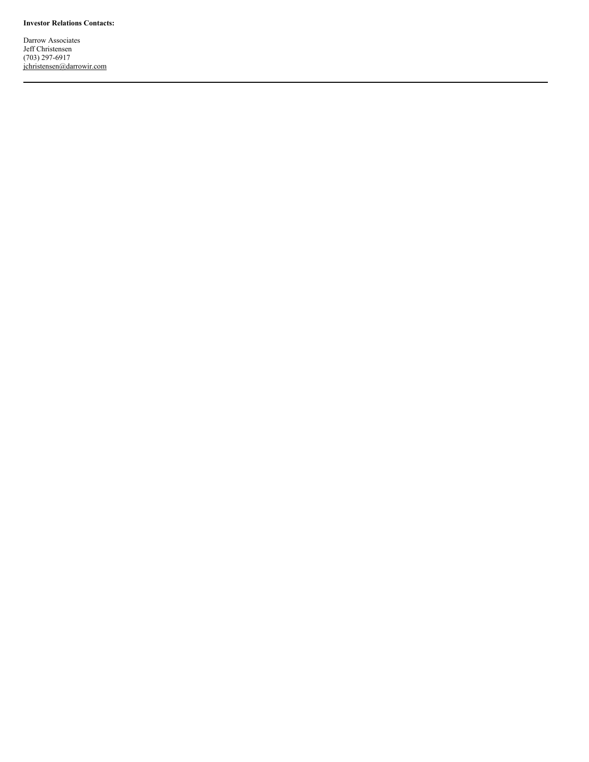**Investor Relations Contacts:**

Darrow Associates
Jeff Christensen
(703) 297-6917
jchristensen@darrowir.com

---